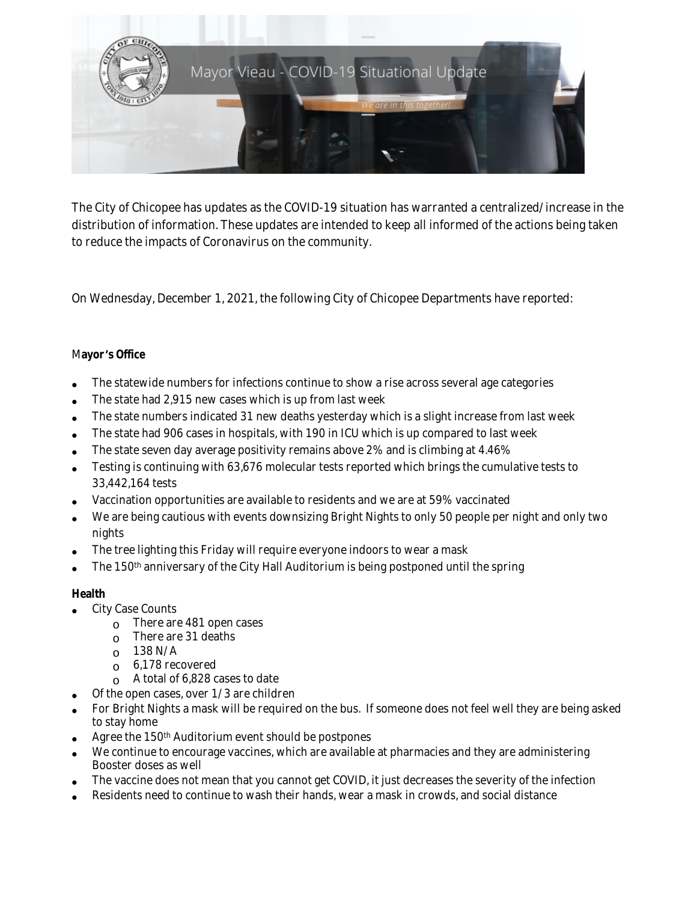Mayor Vieau - COVID-19 Situational Update

*We are in this together!*

The City of Chicopee has updates as the COVID-19 situation has warranted a centralized/increase in the distribution of information. These updates are intended to keep all informed of the actions being taken to reduce the impacts of Coronavirus on the community.

On Wednesday, December 1, 2021, the following City of Chicopee Departments have reported:

**Mayor's Office**

- The statewide numbers for infections continue to show a rise across several age categories
- The state had 2,915 new cases which is up from last week
- The state numbers indicated 31 new deaths yesterday which is a slight increase from last week
- The state had 906 cases in hospitals, with 190 in ICU which is up compared to last week
- The state seven day average positivity remains above 2% and is climbing at 4.46%
- Testing is continuing with 63,676 molecular tests reported which brings the cumulative tests to 33,442,164 tests
- Vaccination opportunities are available to residents and we are at 59% vaccinated
- We are being cautious with events downsizing Bright Nights to only 50 people per night and only two nights
- The tree lighting this Friday will require everyone indoors to wear a mask
- The 150th anniversary of the City Hall Auditorium is being postponed until the spring

**Health**

- City Case Counts
  - There are 481 open cases
  - There are 31 deaths
  - 138 N/A
  - 6,178 recovered
  - A total of 6,828 cases to date
- Of the open cases, over 1/3 are children
- For Bright Nights a mask will be required on the bus. If someone does not feel well they are being asked to stay home
- Agree the 150th Auditorium event should be postpones
- We continue to encourage vaccines, which are available at pharmacies and they are administering Booster doses as well
- The vaccine does not mean that you cannot get COVID, it just decreases the severity of the infection
- Residents need to continue to wash their hands, wear a mask in crowds, and social distance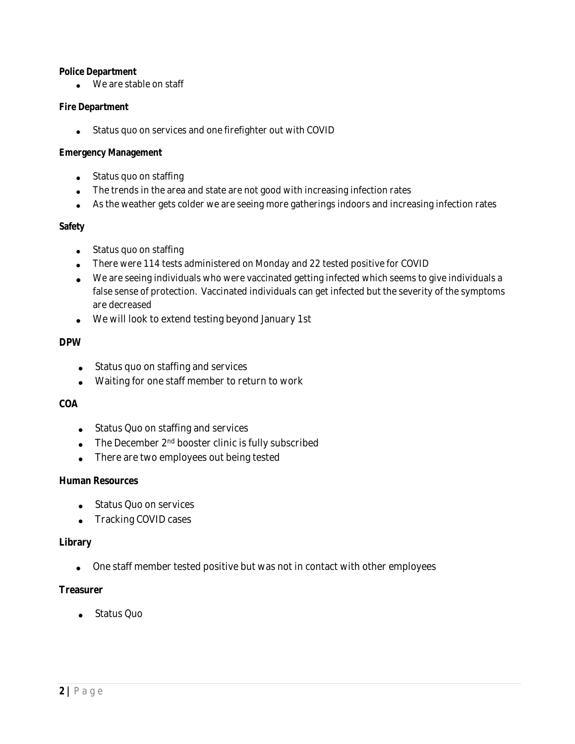**Police Department**

- We are stable on staff

**Fire Department**

- Status quo on services and one firefighter out with COVID

**Emergency Management**

- Status quo on staffing
- The trends in the area and state are not good with increasing infection rates
- As the weather gets colder we are seeing more gatherings indoors and increasing infection rates

**Safety**

- Status quo on staffing
- There were 114 tests administered on Monday and 22 tested positive for COVID
- We are seeing individuals who were vaccinated getting infected which seems to give individuals a false sense of protection. Vaccinated individuals can get infected but the severity of the symptoms are decreased
- We will look to extend testing beyond January 1st

**DPW**

- Status quo on staffing and services
- Waiting for one staff member to return to work

**COA**

- Status Quo on staffing and services
- The December 2nd booster clinic is fully subscribed
- There are two employees out being tested

**Human Resources**

- Status Quo on services
- Tracking COVID cases

**Library**

- One staff member tested positive but was not in contact with other employees

**Treasurer**

- Status Quo